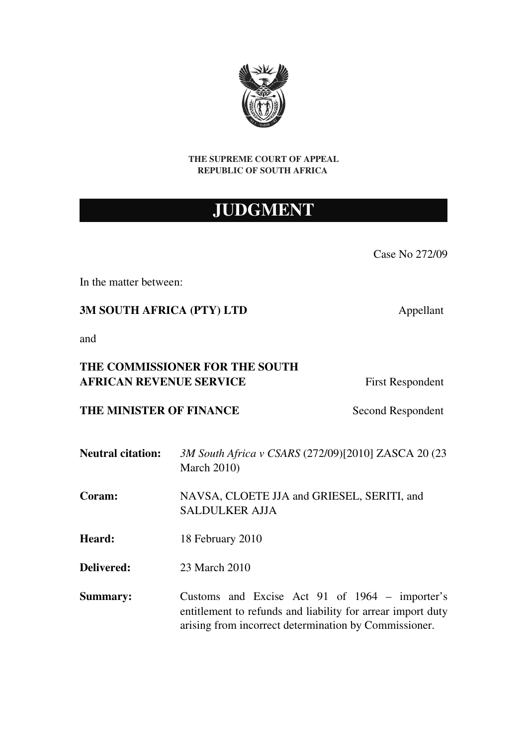**THE SUPREME COURT OF APPEAL**
**REPUBLIC OF SOUTH AFRICA**

# JUDGMENT

Case No 272/09

In the matter between:

**3M SOUTH AFRICA (PTY) LTD** Appellant

and

**THE COMMISSIONER FOR THE SOUTH AFRICAN REVENUE SERVICE** First Respondent

**THE MINISTER OF FINANCE** Second Respondent

**Neutral citation:** *3M South Africa v CSARS* (272/09)[2010] ZASCA 20 (23 March 2010)

**Coram:** NAVSA, CLOETE JJA and GRIESEL, SERITI, and SALDULKER AJJA

**Heard:** 18 February 2010

**Delivered:** 23 March 2010

**Summary:** Customs and Excise Act 91 of 1964 – importer's entitlement to refunds and liability for arrear import duty arising from incorrect determination by Commissioner.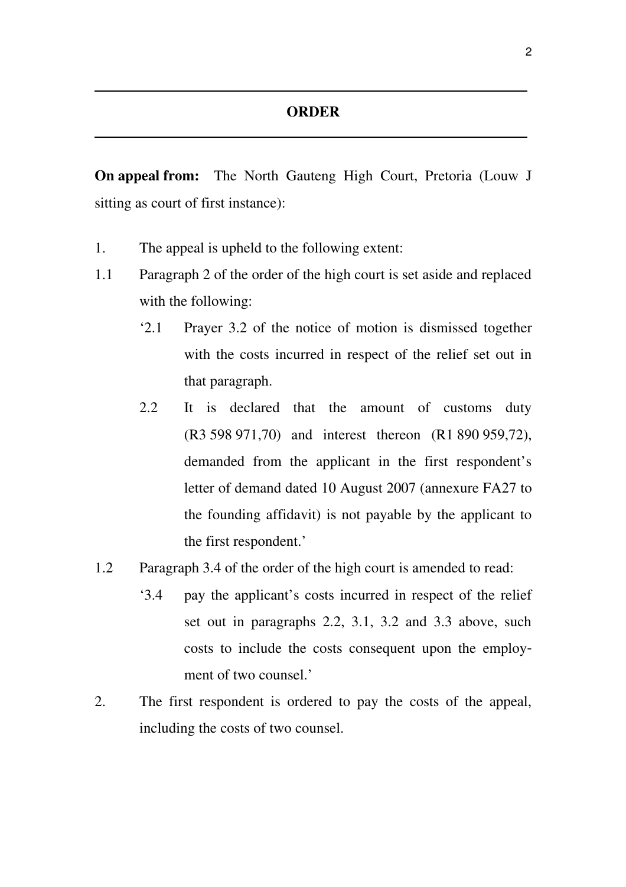## ORDER

**On appeal from:** The North Gauteng High Court, Pretoria (Louw J sitting as court of first instance):

1. The appeal is upheld to the following extent:

1.1 Paragraph 2 of the order of the high court is set aside and replaced with the following:

> '2.1 Prayer 3.2 of the notice of motion is dismissed together with the costs incurred in respect of the relief set out in that paragraph.
>
> 2.2 It is declared that the amount of customs duty (R3 598 971,70) and interest thereon (R1 890 959,72), demanded from the applicant in the first respondent's letter of demand dated 10 August 2007 (annexure FA27 to the founding affidavit) is not payable by the applicant to the first respondent.'

1.2 Paragraph 3.4 of the order of the high court is amended to read:

> '3.4 pay the applicant's costs incurred in respect of the relief set out in paragraphs 2.2, 3.1, 3.2 and 3.3 above, such costs to include the costs consequent upon the employment of two counsel.'

2. The first respondent is ordered to pay the costs of the appeal, including the costs of two counsel.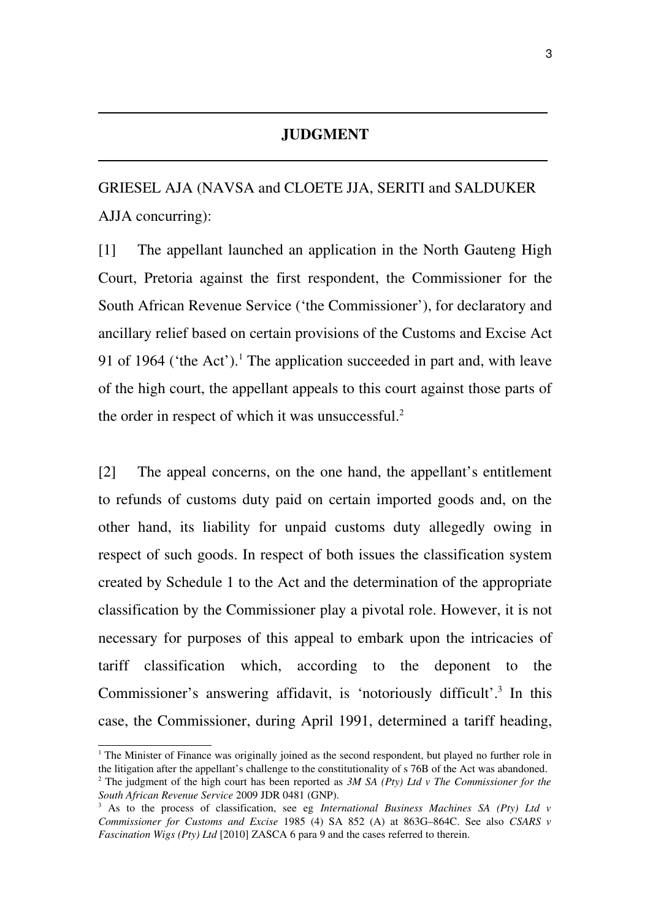## JUDGMENT

GRIESEL AJA (NAVSA and CLOETE JJA, SERITI and SALDUKER AJJA concurring):

[1] The appellant launched an application in the North Gauteng High Court, Pretoria against the first respondent, the Commissioner for the South African Revenue Service ('the Commissioner'), for declaratory and ancillary relief based on certain provisions of the Customs and Excise Act 91 of 1964 ('the Act').[1] The application succeeded in part and, with leave of the high court, the appellant appeals to this court against those parts of the order in respect of which it was unsuccessful.[2]

[2] The appeal concerns, on the one hand, the appellant's entitlement to refunds of customs duty paid on certain imported goods and, on the other hand, its liability for unpaid customs duty allegedly owing in respect of such goods. In respect of both issues the classification system created by Schedule 1 to the Act and the determination of the appropriate classification by the Commissioner play a pivotal role. However, it is not necessary for purposes of this appeal to embark upon the intricacies of tariff classification which, according to the deponent to the Commissioner's answering affidavit, is 'notoriously difficult'.[3] In this case, the Commissioner, during April 1991, determined a tariff heading,

---

[1] The Minister of Finance was originally joined as the second respondent, but played no further role in the litigation after the appellant's challenge to the constitutionality of s 76B of the Act was abandoned.

[2] The judgment of the high court has been reported as *3M SA (Pty) Ltd v The Commissioner for the South African Revenue Service* 2009 JDR 0481 (GNP).

[3] As to the process of classification, see eg *International Business Machines SA (Pty) Ltd v Commissioner for Customs and Excise* 1985 (4) SA 852 (A) at 863G–864C. See also *CSARS v Fascination Wigs (Pty) Ltd* [2010] ZASCA 6 para 9 and the cases referred to therein.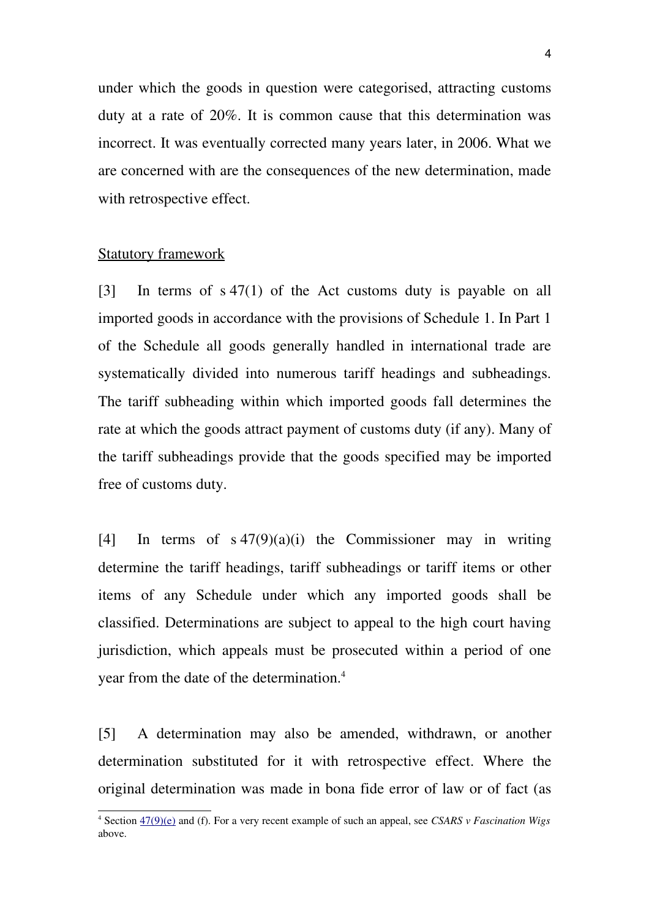under which the goods in question were categorised, attracting customs duty at a rate of 20%. It is common cause that this determination was incorrect. It was eventually corrected many years later, in 2006. What we are concerned with are the consequences of the new determination, made with retrospective effect.

Statutory framework

[3] In terms of s 47(1) of the Act customs duty is payable on all imported goods in accordance with the provisions of Schedule 1. In Part 1 of the Schedule all goods generally handled in international trade are systematically divided into numerous tariff headings and subheadings. The tariff subheading within which imported goods fall determines the rate at which the goods attract payment of customs duty (if any). Many of the tariff subheadings provide that the goods specified may be imported free of customs duty.

[4] In terms of s 47(9)(a)(i) the Commissioner may in writing determine the tariff headings, tariff subheadings or tariff items or other items of any Schedule under which any imported goods shall be classified. Determinations are subject to appeal to the high court having jurisdiction, which appeals must be prosecuted within a period of one year from the date of the determination.[4]

[5] A determination may also be amended, withdrawn, or another determination substituted for it with retrospective effect. Where the original determination was made in bona fide error of law or of fact (as

[4] Section 47(9)(e) and (f). For a very recent example of such an appeal, see *CSARS v Fascination Wigs* above.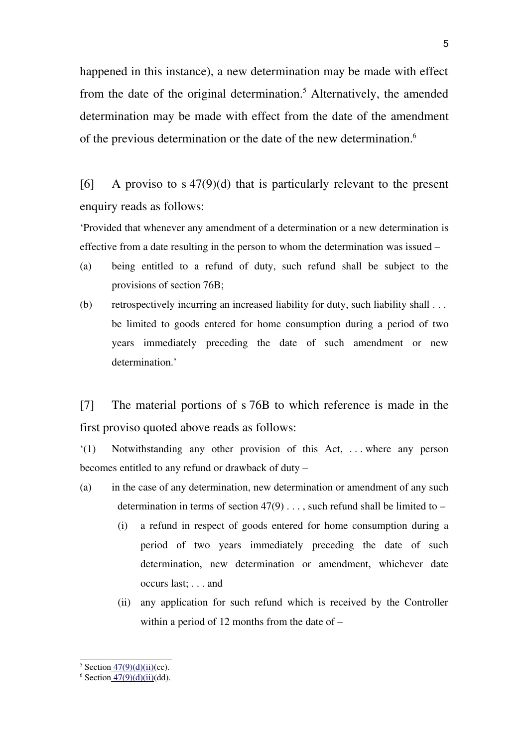happened in this instance), a new determination may be made with effect from the date of the original determination.[5] Alternatively, the amended determination may be made with effect from the date of the amendment of the previous determination or the date of the new determination.[6]

[6] A proviso to s 47(9)(d) that is particularly relevant to the present enquiry reads as follows:

'Provided that whenever any amendment of a determination or a new determination is effective from a date resulting in the person to whom the determination was issued –

(a) being entitled to a refund of duty, such refund shall be subject to the provisions of section 76B;

(b) retrospectively incurring an increased liability for duty, such liability shall . . . be limited to goods entered for home consumption during a period of two years immediately preceding the date of such amendment or new determination.'

[7] The material portions of s 76B to which reference is made in the first proviso quoted above reads as follows:

'(1) Notwithstanding any other provision of this Act, . . . where any person becomes entitled to any refund or drawback of duty –

(a) in the case of any determination, new determination or amendment of any such determination in terms of section 47(9) . . . , such refund shall be limited to –

  (i) a refund in respect of goods entered for home consumption during a period of two years immediately preceding the date of such determination, new determination or amendment, whichever date occurs last; . . . and

  (ii) any application for such refund which is received by the Controller within a period of 12 months from the date of –

---

[5] Section 47(9)(d)(ii)(cc).

[6] Section 47(9)(d)(ii)(dd).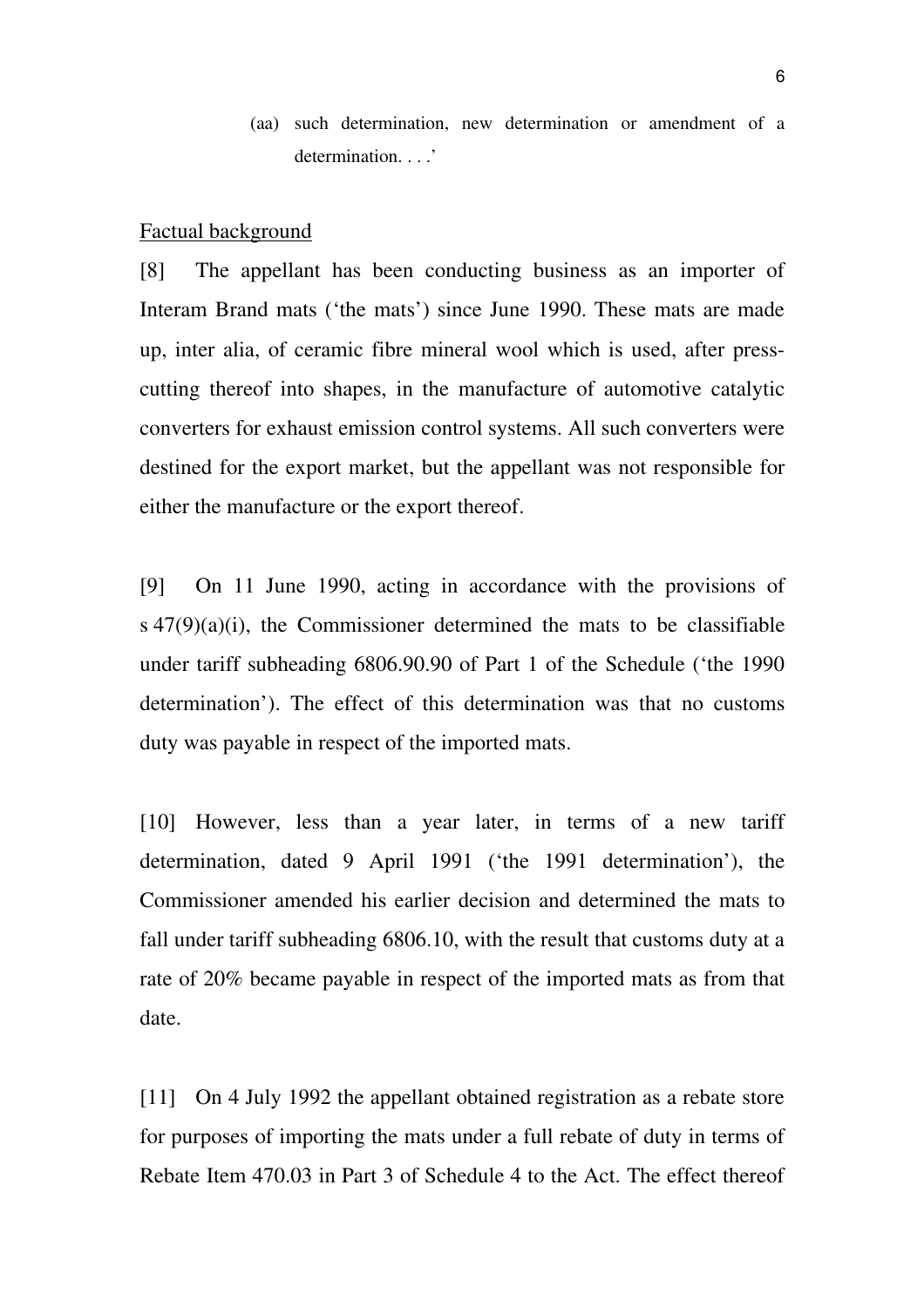(aa) such determination, new determination or amendment of a determination. . . .'

<u>Factual background</u>

[8] The appellant has been conducting business as an importer of Interam Brand mats ('the mats') since June 1990. These mats are made up, inter alia, of ceramic fibre mineral wool which is used, after press-cutting thereof into shapes, in the manufacture of automotive catalytic converters for exhaust emission control systems. All such converters were destined for the export market, but the appellant was not responsible for either the manufacture or the export thereof.

[9] On 11 June 1990, acting in accordance with the provisions of s 47(9)(a)(i), the Commissioner determined the mats to be classifiable under tariff subheading 6806.90.90 of Part 1 of the Schedule ('the 1990 determination'). The effect of this determination was that no customs duty was payable in respect of the imported mats.

[10] However, less than a year later, in terms of a new tariff determination, dated 9 April 1991 ('the 1991 determination'), the Commissioner amended his earlier decision and determined the mats to fall under tariff subheading 6806.10, with the result that customs duty at a rate of 20% became payable in respect of the imported mats as from that date.

[11] On 4 July 1992 the appellant obtained registration as a rebate store for purposes of importing the mats under a full rebate of duty in terms of Rebate Item 470.03 in Part 3 of Schedule 4 to the Act. The effect thereof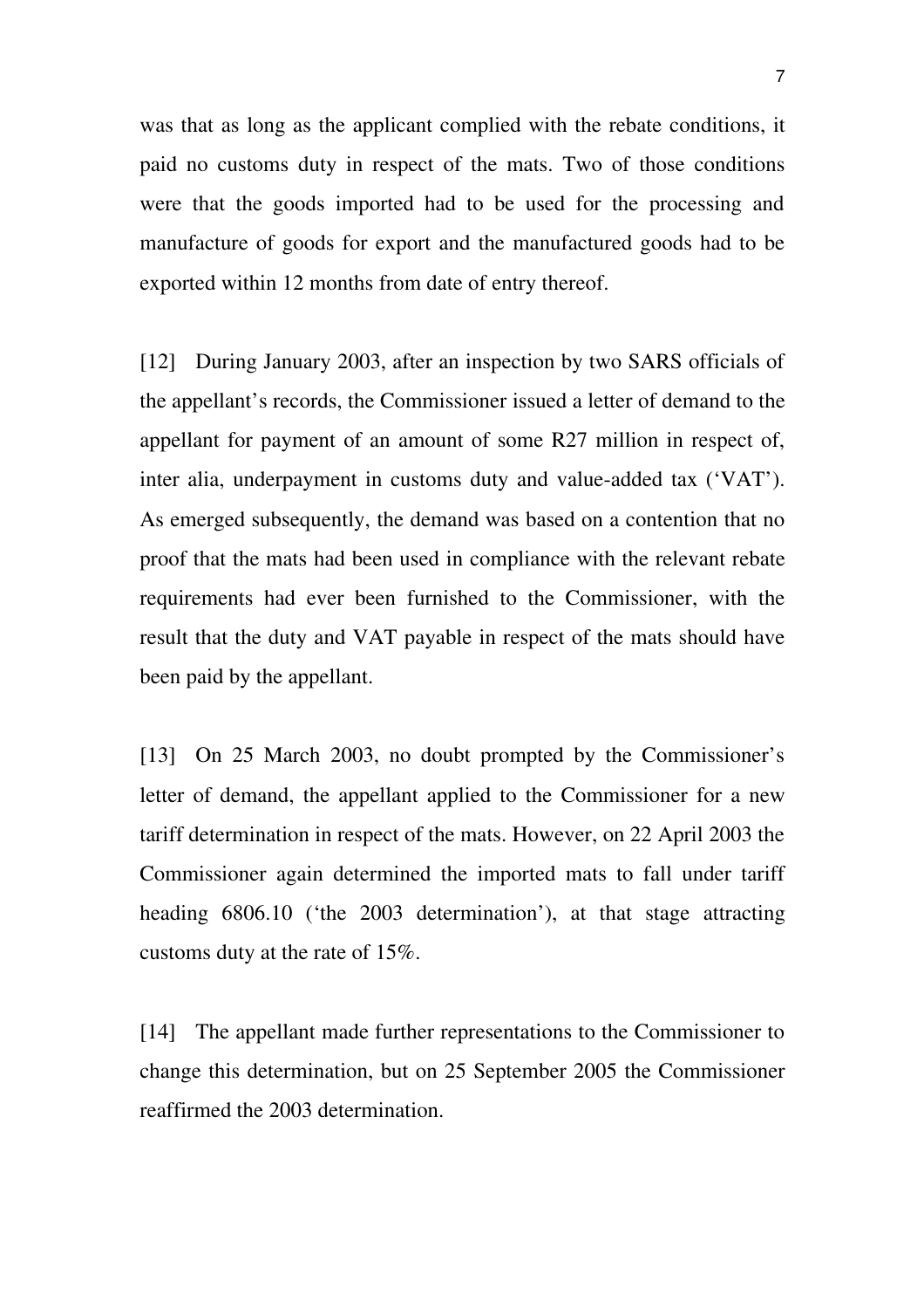was that as long as the applicant complied with the rebate conditions, it paid no customs duty in respect of the mats. Two of those conditions were that the goods imported had to be used for the processing and manufacture of goods for export and the manufactured goods had to be exported within 12 months from date of entry thereof.

[12] During January 2003, after an inspection by two SARS officials of the appellant's records, the Commissioner issued a letter of demand to the appellant for payment of an amount of some R27 million in respect of, inter alia, underpayment in customs duty and value-added tax ('VAT'). As emerged subsequently, the demand was based on a contention that no proof that the mats had been used in compliance with the relevant rebate requirements had ever been furnished to the Commissioner, with the result that the duty and VAT payable in respect of the mats should have been paid by the appellant.

[13] On 25 March 2003, no doubt prompted by the Commissioner's letter of demand, the appellant applied to the Commissioner for a new tariff determination in respect of the mats. However, on 22 April 2003 the Commissioner again determined the imported mats to fall under tariff heading 6806.10 ('the 2003 determination'), at that stage attracting customs duty at the rate of 15%.

[14] The appellant made further representations to the Commissioner to change this determination, but on 25 September 2005 the Commissioner reaffirmed the 2003 determination.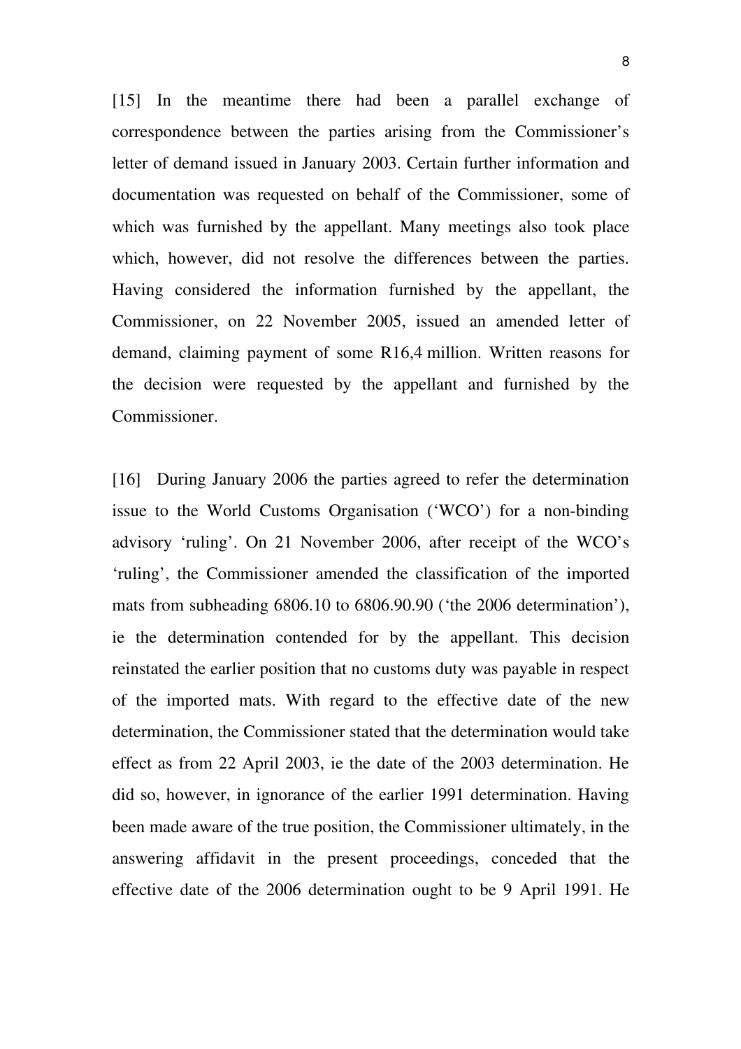[15] In the meantime there had been a parallel exchange of correspondence between the parties arising from the Commissioner's letter of demand issued in January 2003. Certain further information and documentation was requested on behalf of the Commissioner, some of which was furnished by the appellant. Many meetings also took place which, however, did not resolve the differences between the parties. Having considered the information furnished by the appellant, the Commissioner, on 22 November 2005, issued an amended letter of demand, claiming payment of some R16,4 million. Written reasons for the decision were requested by the appellant and furnished by the Commissioner.

[16] During January 2006 the parties agreed to refer the determination issue to the World Customs Organisation ('WCO') for a non-binding advisory 'ruling'. On 21 November 2006, after receipt of the WCO's 'ruling', the Commissioner amended the classification of the imported mats from subheading 6806.10 to 6806.90.90 ('the 2006 determination'), ie the determination contended for by the appellant. This decision reinstated the earlier position that no customs duty was payable in respect of the imported mats. With regard to the effective date of the new determination, the Commissioner stated that the determination would take effect as from 22 April 2003, ie the date of the 2003 determination. He did so, however, in ignorance of the earlier 1991 determination. Having been made aware of the true position, the Commissioner ultimately, in the answering affidavit in the present proceedings, conceded that the effective date of the 2006 determination ought to be 9 April 1991. He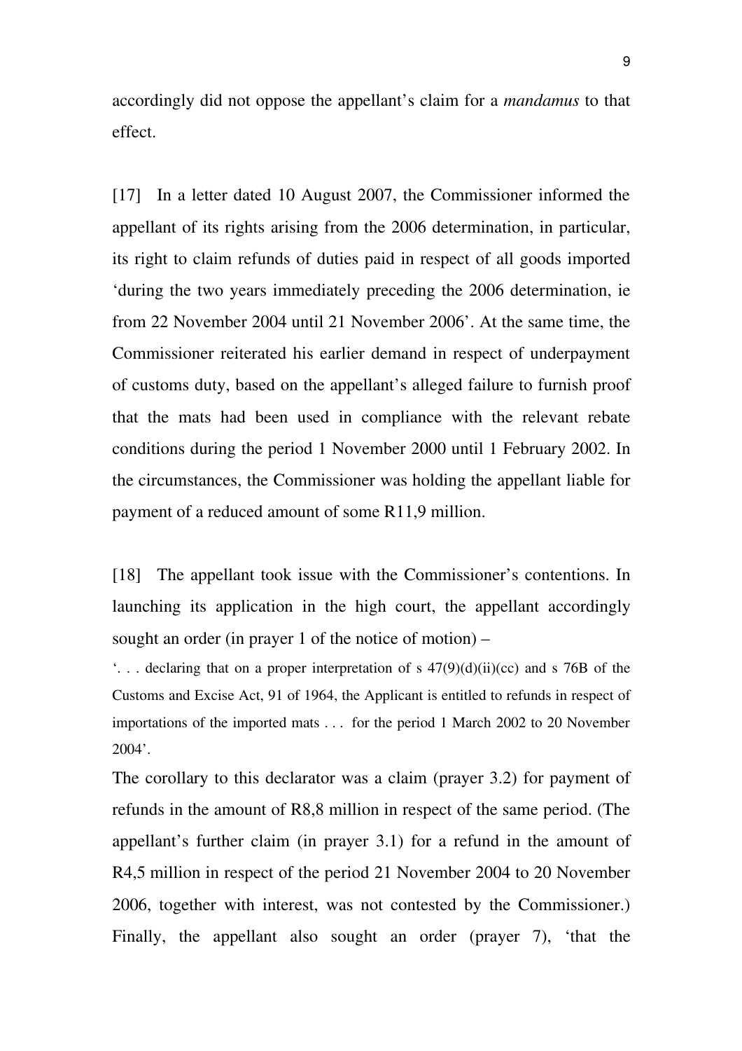accordingly did not oppose the appellant's claim for a *mandamus* to that effect.

[17] In a letter dated 10 August 2007, the Commissioner informed the appellant of its rights arising from the 2006 determination, in particular, its right to claim refunds of duties paid in respect of all goods imported 'during the two years immediately preceding the 2006 determination, ie from 22 November 2004 until 21 November 2006'. At the same time, the Commissioner reiterated his earlier demand in respect of underpayment of customs duty, based on the appellant's alleged failure to furnish proof that the mats had been used in compliance with the relevant rebate conditions during the period 1 November 2000 until 1 February 2002. In the circumstances, the Commissioner was holding the appellant liable for payment of a reduced amount of some R11,9 million.

[18] The appellant took issue with the Commissioner's contentions. In launching its application in the high court, the appellant accordingly sought an order (in prayer 1 of the notice of motion) –

'. . . declaring that on a proper interpretation of s 47(9)(d)(ii)(cc) and s 76B of the Customs and Excise Act, 91 of 1964, the Applicant is entitled to refunds in respect of importations of the imported mats . . . for the period 1 March 2002 to 20 November 2004'.

The corollary to this declarator was a claim (prayer 3.2) for payment of refunds in the amount of R8,8 million in respect of the same period. (The appellant's further claim (in prayer 3.1) for a refund in the amount of R4,5 million in respect of the period 21 November 2004 to 20 November 2006, together with interest, was not contested by the Commissioner.) Finally, the appellant also sought an order (prayer 7), 'that the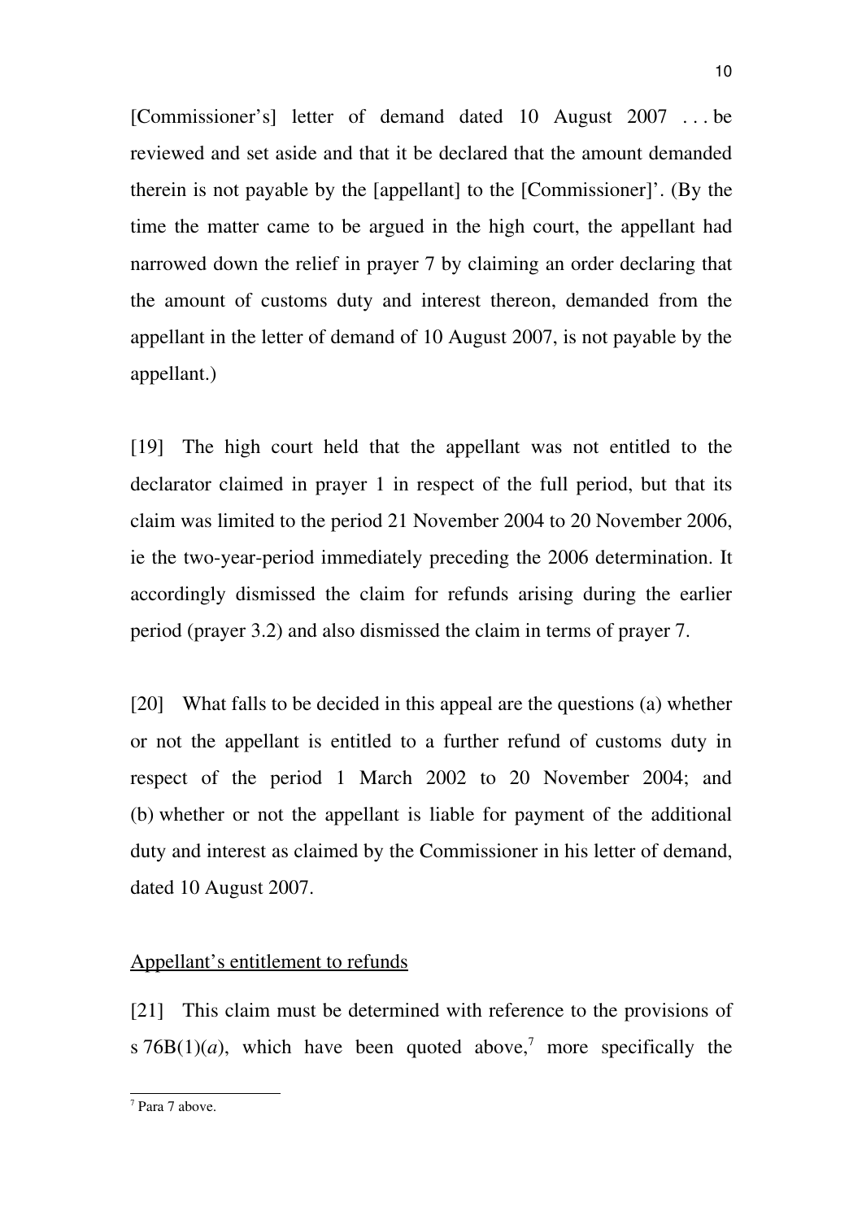[Commissioner's] letter of demand dated 10 August 2007 . . . be reviewed and set aside and that it be declared that the amount demanded therein is not payable by the [appellant] to the [Commissioner]'. (By the time the matter came to be argued in the high court, the appellant had narrowed down the relief in prayer 7 by claiming an order declaring that the amount of customs duty and interest thereon, demanded from the appellant in the letter of demand of 10 August 2007, is not payable by the appellant.)

[19] The high court held that the appellant was not entitled to the declarator claimed in prayer 1 in respect of the full period, but that its claim was limited to the period 21 November 2004 to 20 November 2006, ie the two-year-period immediately preceding the 2006 determination. It accordingly dismissed the claim for refunds arising during the earlier period (prayer 3.2) and also dismissed the claim in terms of prayer 7.

[20] What falls to be decided in this appeal are the questions (a) whether or not the appellant is entitled to a further refund of customs duty in respect of the period 1 March 2002 to 20 November 2004; and (b) whether or not the appellant is liable for payment of the additional duty and interest as claimed by the Commissioner in his letter of demand, dated 10 August 2007.

<u>Appellant's entitlement to refunds</u>

[21] This claim must be determined with reference to the provisions of s 76B(1)(*a*), which have been quoted above,[7] more specifically the

---

[7] Para 7 above.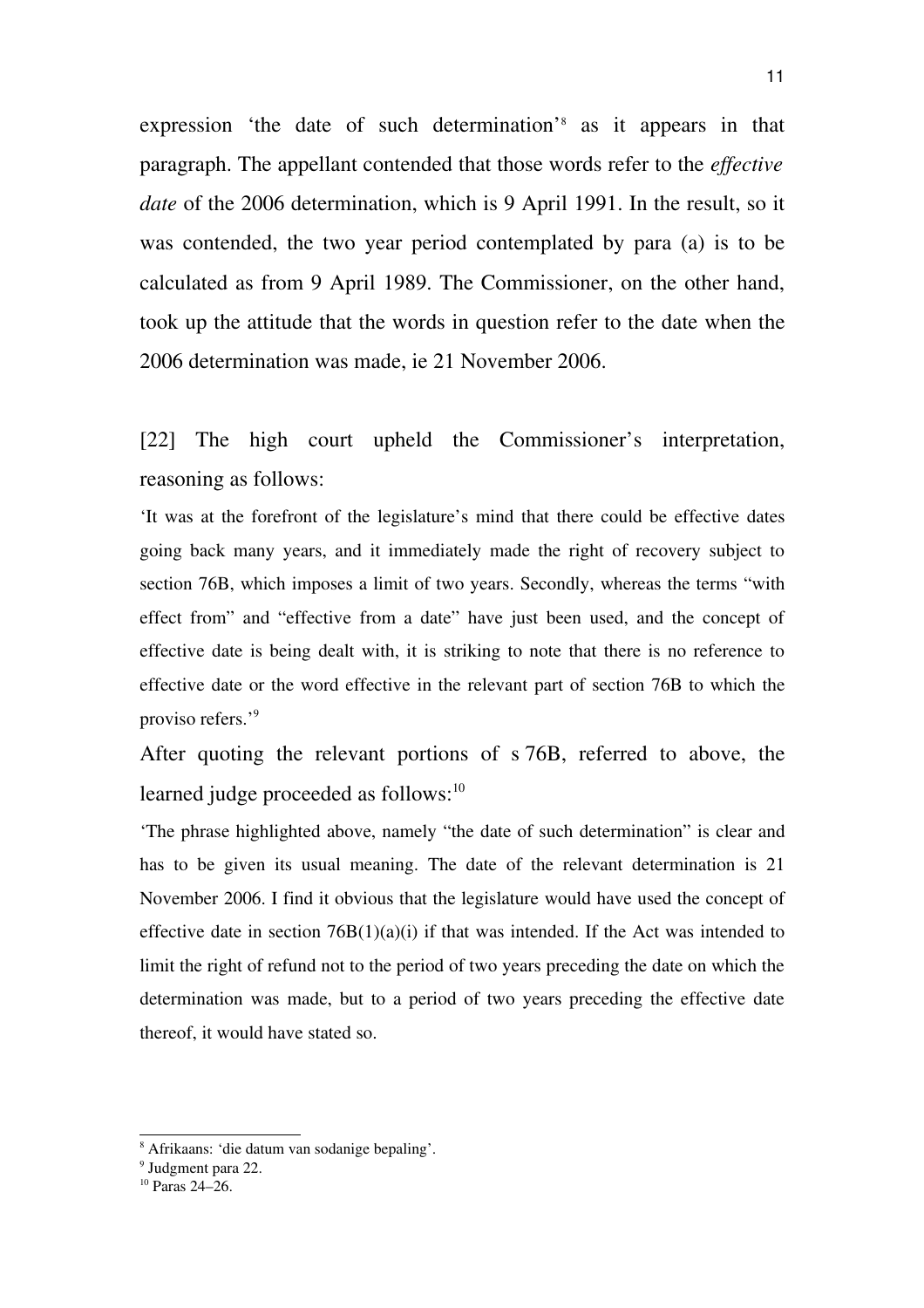expression 'the date of such determination'[8] as it appears in that paragraph. The appellant contended that those words refer to the *effective date* of the 2006 determination, which is 9 April 1991. In the result, so it was contended, the two year period contemplated by para (a) is to be calculated as from 9 April 1989. The Commissioner, on the other hand, took up the attitude that the words in question refer to the date when the 2006 determination was made, ie 21 November 2006.

[22] The high court upheld the Commissioner's interpretation, reasoning as follows:

'It was at the forefront of the legislature's mind that there could be effective dates going back many years, and it immediately made the right of recovery subject to section 76B, which imposes a limit of two years. Secondly, whereas the terms "with effect from" and "effective from a date" have just been used, and the concept of effective date is being dealt with, it is striking to note that there is no reference to effective date or the word effective in the relevant part of section 76B to which the proviso refers.'[9]

After quoting the relevant portions of s 76B, referred to above, the learned judge proceeded as follows:[10]

'The phrase highlighted above, namely "the date of such determination" is clear and has to be given its usual meaning. The date of the relevant determination is 21 November 2006. I find it obvious that the legislature would have used the concept of effective date in section 76B(1)(a)(i) if that was intended. If the Act was intended to limit the right of refund not to the period of two years preceding the date on which the determination was made, but to a period of two years preceding the effective date thereof, it would have stated so.

---

[8] Afrikaans: 'die datum van sodanige bepaling'.

[9] Judgment para 22.

[10] Paras 24–26.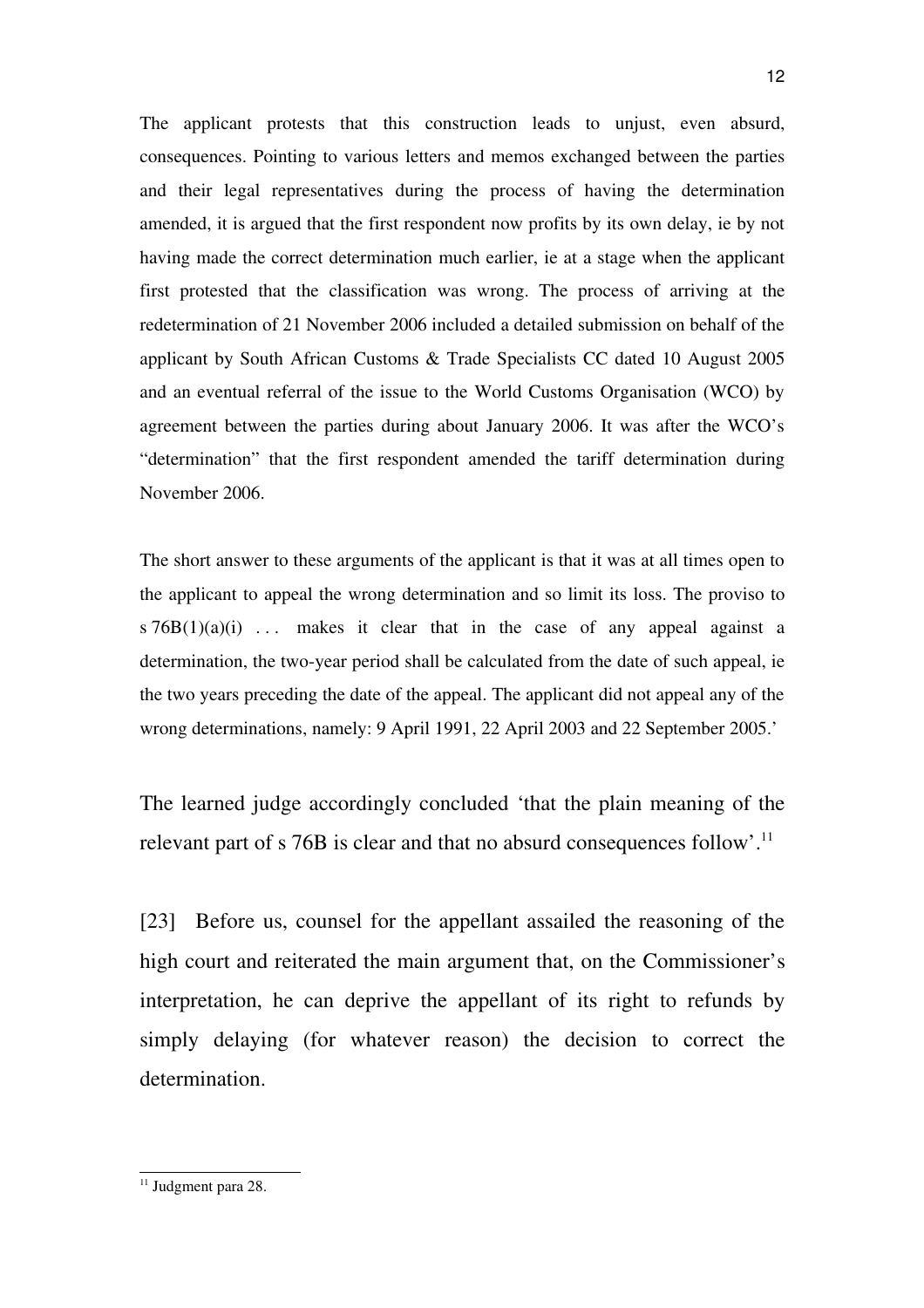The applicant protests that this construction leads to unjust, even absurd, consequences. Pointing to various letters and memos exchanged between the parties and their legal representatives during the process of having the determination amended, it is argued that the first respondent now profits by its own delay, ie by not having made the correct determination much earlier, ie at a stage when the applicant first protested that the classification was wrong. The process of arriving at the redetermination of 21 November 2006 included a detailed submission on behalf of the applicant by South African Customs & Trade Specialists CC dated 10 August 2005 and an eventual referral of the issue to the World Customs Organisation (WCO) by agreement between the parties during about January 2006. It was after the WCO's "determination" that the first respondent amended the tariff determination during November 2006.

The short answer to these arguments of the applicant is that it was at all times open to the applicant to appeal the wrong determination and so limit its loss. The proviso to s 76B(1)(a)(i) . . . makes it clear that in the case of any appeal against a determination, the two-year period shall be calculated from the date of such appeal, ie the two years preceding the date of the appeal. The applicant did not appeal any of the wrong determinations, namely: 9 April 1991, 22 April 2003 and 22 September 2005.'

The learned judge accordingly concluded 'that the plain meaning of the relevant part of s 76B is clear and that no absurd consequences follow'.[11]

[23] Before us, counsel for the appellant assailed the reasoning of the high court and reiterated the main argument that, on the Commissioner's interpretation, he can deprive the appellant of its right to refunds by simply delaying (for whatever reason) the decision to correct the determination.

---

[11] Judgment para 28.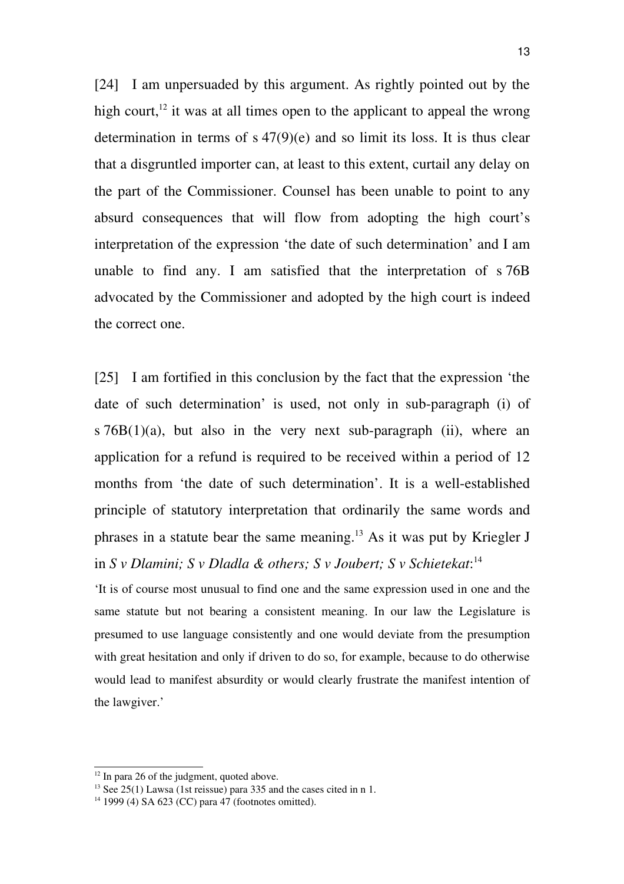[24] I am unpersuaded by this argument. As rightly pointed out by the high court,[12] it was at all times open to the applicant to appeal the wrong determination in terms of s 47(9)(e) and so limit its loss. It is thus clear that a disgruntled importer can, at least to this extent, curtail any delay on the part of the Commissioner. Counsel has been unable to point to any absurd consequences that will flow from adopting the high court's interpretation of the expression 'the date of such determination' and I am unable to find any. I am satisfied that the interpretation of s 76B advocated by the Commissioner and adopted by the high court is indeed the correct one.

[25] I am fortified in this conclusion by the fact that the expression 'the date of such determination' is used, not only in sub-paragraph (i) of s 76B(1)(a), but also in the very next sub-paragraph (ii), where an application for a refund is required to be received within a period of 12 months from 'the date of such determination'. It is a well-established principle of statutory interpretation that ordinarily the same words and phrases in a statute bear the same meaning.[13] As it was put by Kriegler J in *S v Dlamini; S v Dladla & others; S v Joubert; S v Schietekat*:[14]

'It is of course most unusual to find one and the same expression used in one and the same statute but not bearing a consistent meaning. In our law the Legislature is presumed to use language consistently and one would deviate from the presumption with great hesitation and only if driven to do so, for example, because to do otherwise would lead to manifest absurdity or would clearly frustrate the manifest intention of the lawgiver.'

---

[12] In para 26 of the judgment, quoted above.

[13] See 25(1) Lawsa (1st reissue) para 335 and the cases cited in n 1.

[14] 1999 (4) SA 623 (CC) para 47 (footnotes omitted).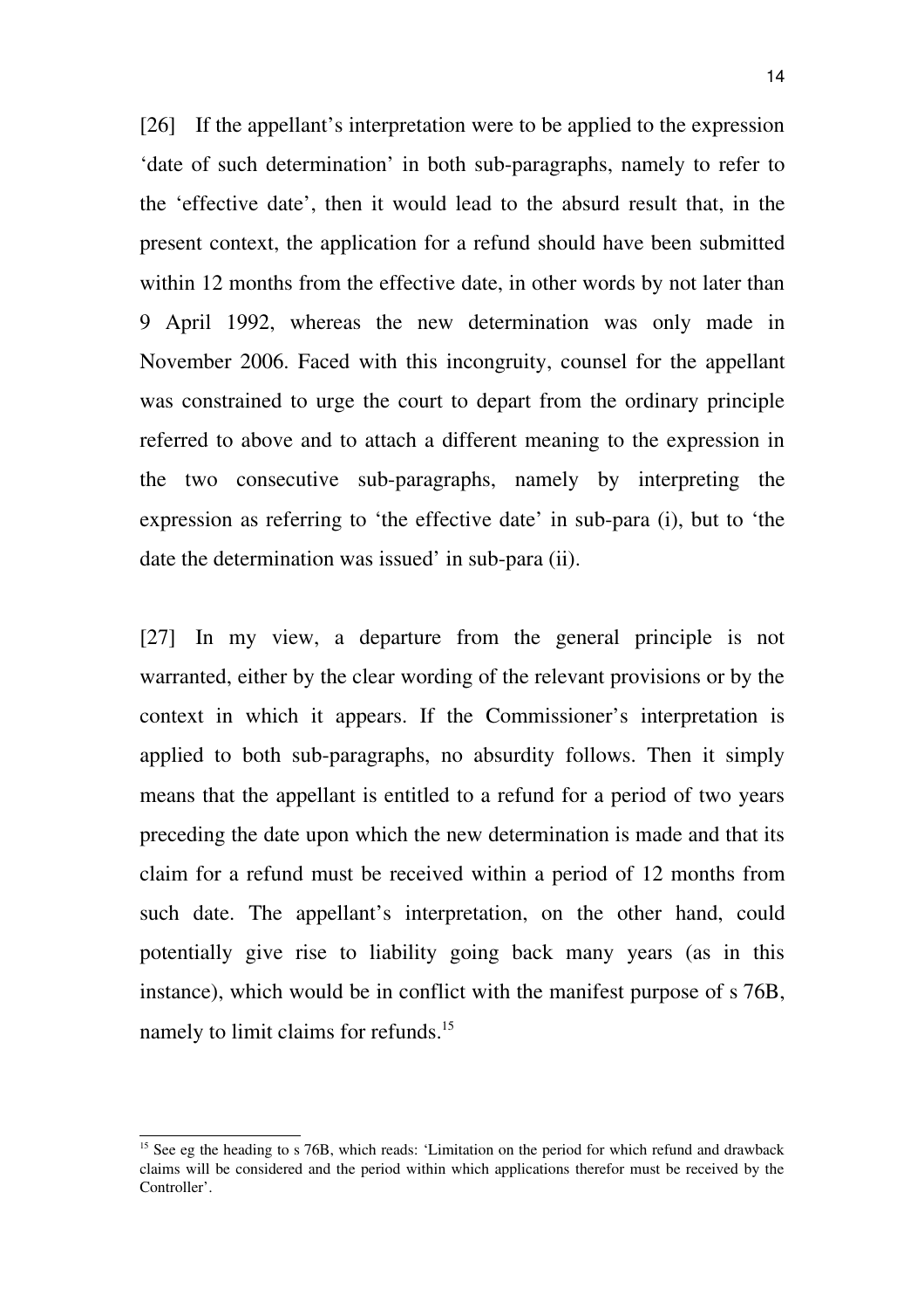[26] If the appellant's interpretation were to be applied to the expression 'date of such determination' in both sub-paragraphs, namely to refer to the 'effective date', then it would lead to the absurd result that, in the present context, the application for a refund should have been submitted within 12 months from the effective date, in other words by not later than 9 April 1992, whereas the new determination was only made in November 2006. Faced with this incongruity, counsel for the appellant was constrained to urge the court to depart from the ordinary principle referred to above and to attach a different meaning to the expression in the two consecutive sub-paragraphs, namely by interpreting the expression as referring to 'the effective date' in sub-para (i), but to 'the date the determination was issued' in sub-para (ii).

[27] In my view, a departure from the general principle is not warranted, either by the clear wording of the relevant provisions or by the context in which it appears. If the Commissioner's interpretation is applied to both sub-paragraphs, no absurdity follows. Then it simply means that the appellant is entitled to a refund for a period of two years preceding the date upon which the new determination is made and that its claim for a refund must be received within a period of 12 months from such date. The appellant's interpretation, on the other hand, could potentially give rise to liability going back many years (as in this instance), which would be in conflict with the manifest purpose of s 76B, namely to limit claims for refunds.[15]

---

[15] See eg the heading to s 76B, which reads: 'Limitation on the period for which refund and drawback claims will be considered and the period within which applications therefor must be received by the Controller'.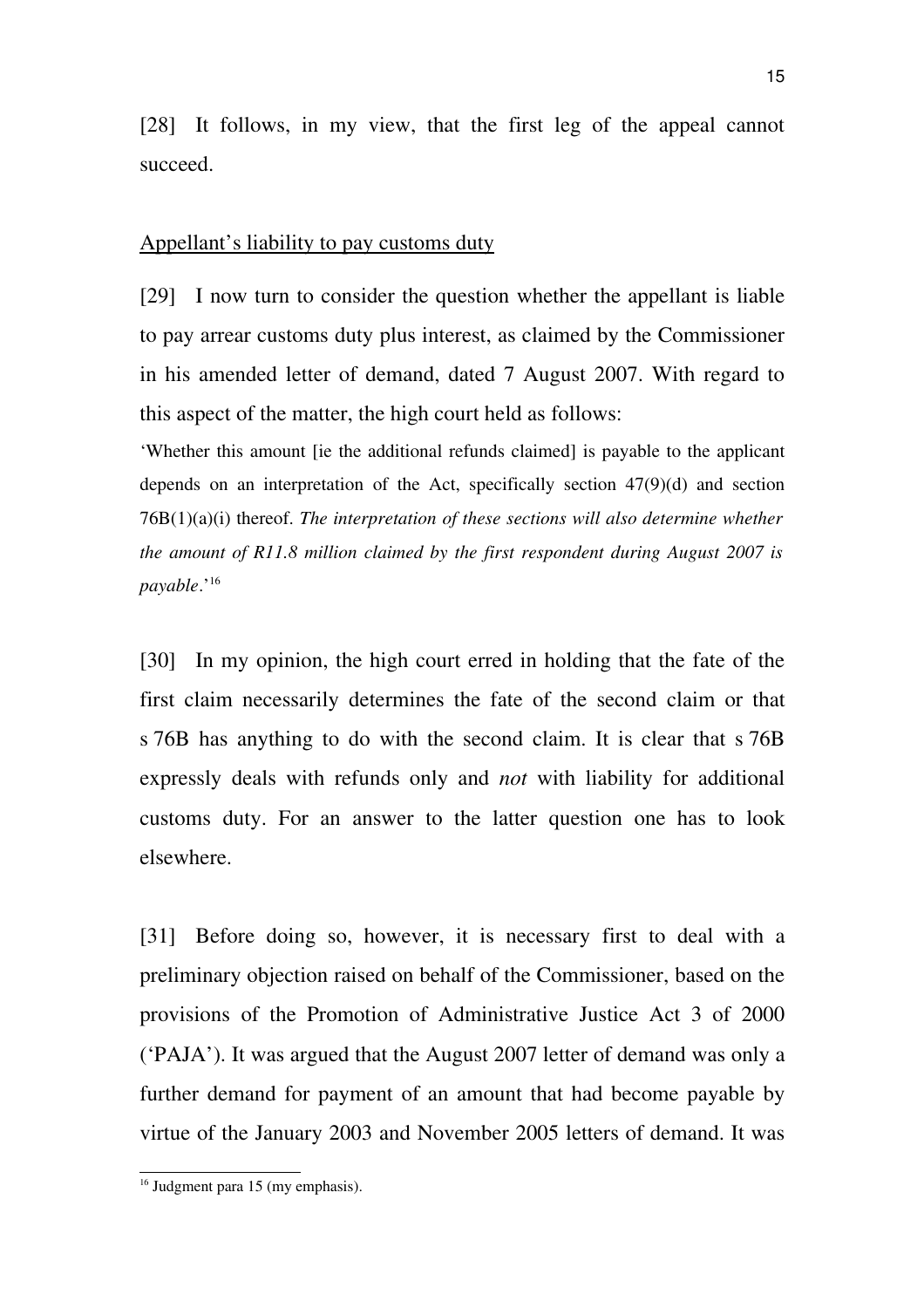[28] It follows, in my view, that the first leg of the appeal cannot succeed.

Appellant's liability to pay customs duty

[29] I now turn to consider the question whether the appellant is liable to pay arrear customs duty plus interest, as claimed by the Commissioner in his amended letter of demand, dated 7 August 2007. With regard to this aspect of the matter, the high court held as follows:

> 'Whether this amount [ie the additional refunds claimed] is payable to the applicant depends on an interpretation of the Act, specifically section 47(9)(d) and section 76B(1)(a)(i) thereof. *The interpretation of these sections will also determine whether the amount of R11.8 million claimed by the first respondent during August 2007 is payable*.'[16]

[30] In my opinion, the high court erred in holding that the fate of the first claim necessarily determines the fate of the second claim or that s 76B has anything to do with the second claim. It is clear that s 76B expressly deals with refunds only and *not* with liability for additional customs duty. For an answer to the latter question one has to look elsewhere.

[31] Before doing so, however, it is necessary first to deal with a preliminary objection raised on behalf of the Commissioner, based on the provisions of the Promotion of Administrative Justice Act 3 of 2000 ('PAJA'). It was argued that the August 2007 letter of demand was only a further demand for payment of an amount that had become payable by virtue of the January 2003 and November 2005 letters of demand. It was

[16] Judgment para 15 (my emphasis).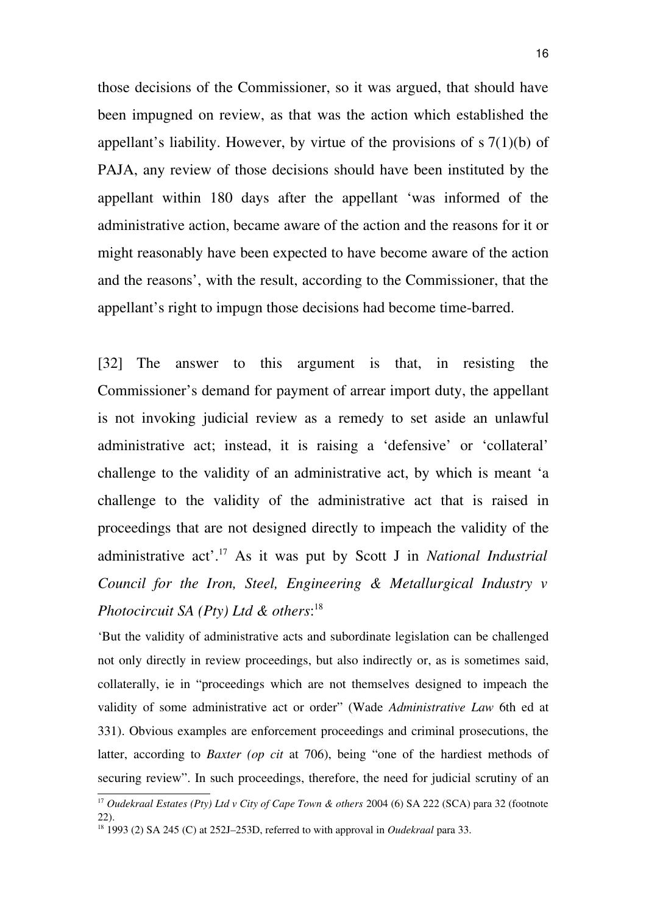those decisions of the Commissioner, so it was argued, that should have been impugned on review, as that was the action which established the appellant's liability. However, by virtue of the provisions of s 7(1)(b) of PAJA, any review of those decisions should have been instituted by the appellant within 180 days after the appellant 'was informed of the administrative action, became aware of the action and the reasons for it or might reasonably have been expected to have become aware of the action and the reasons', with the result, according to the Commissioner, that the appellant's right to impugn those decisions had become time-barred.

[32] The answer to this argument is that, in resisting the Commissioner's demand for payment of arrear import duty, the appellant is not invoking judicial review as a remedy to set aside an unlawful administrative act; instead, it is raising a 'defensive' or 'collateral' challenge to the validity of an administrative act, by which is meant 'a challenge to the validity of the administrative act that is raised in proceedings that are not designed directly to impeach the validity of the administrative act'.[17] As it was put by Scott J in *National Industrial Council for the Iron, Steel, Engineering & Metallurgical Industry v Photocircuit SA (Pty) Ltd & others*:[18]

'But the validity of administrative acts and subordinate legislation can be challenged not only directly in review proceedings, but also indirectly or, as is sometimes said, collaterally, ie in "proceedings which are not themselves designed to impeach the validity of some administrative act or order" (Wade *Administrative Law* 6th ed at 331). Obvious examples are enforcement proceedings and criminal prosecutions, the latter, according to *Baxter (op cit* at 706), being "one of the hardiest methods of securing review". In such proceedings, therefore, the need for judicial scrutiny of an

---

[17] *Oudekraal Estates (Pty) Ltd v City of Cape Town & others* 2004 (6) SA 222 (SCA) para 32 (footnote 22).

[18] 1993 (2) SA 245 (C) at 252J–253D, referred to with approval in *Oudekraal* para 33.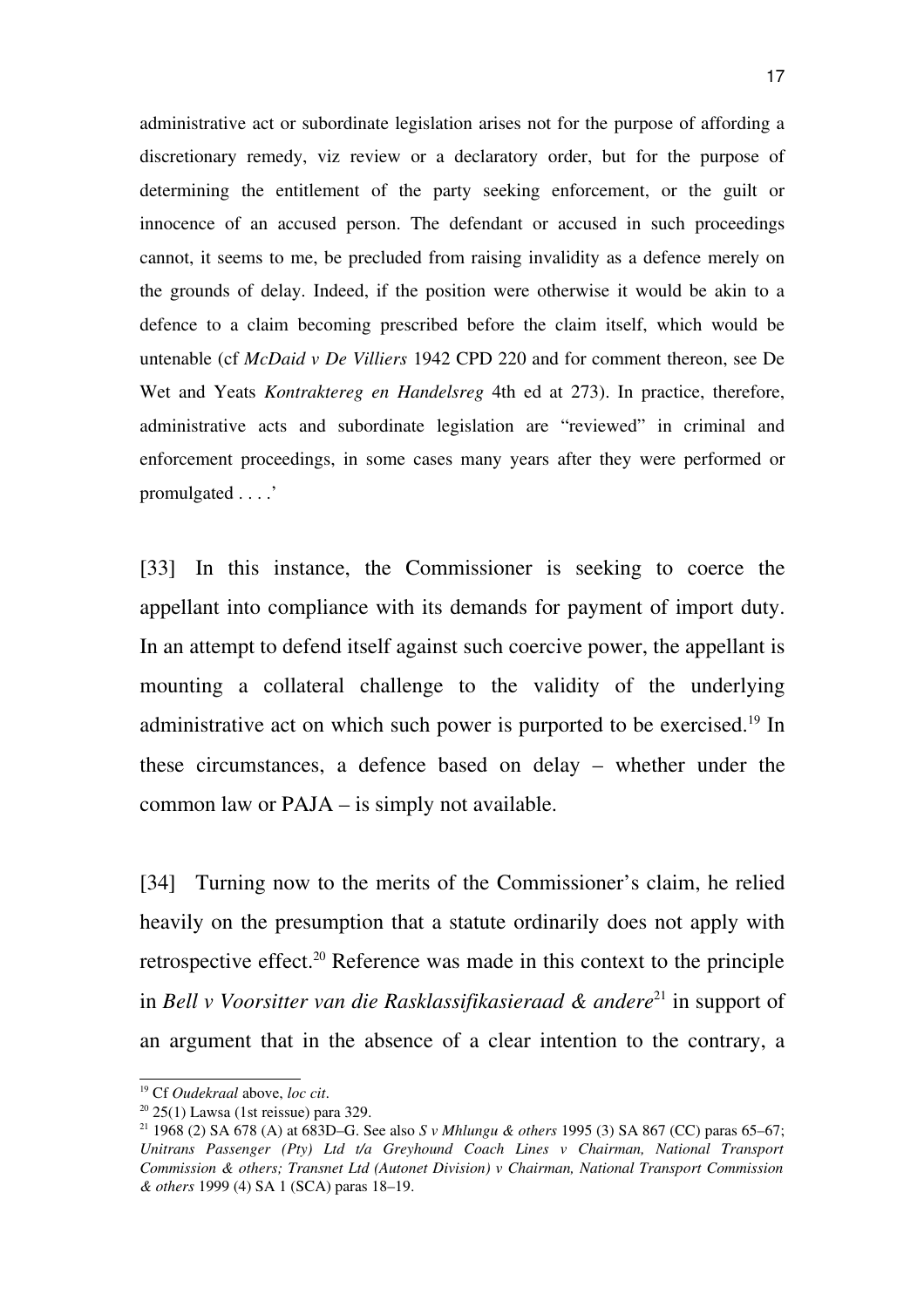administrative act or subordinate legislation arises not for the purpose of affording a discretionary remedy, viz review or a declaratory order, but for the purpose of determining the entitlement of the party seeking enforcement, or the guilt or innocence of an accused person. The defendant or accused in such proceedings cannot, it seems to me, be precluded from raising invalidity as a defence merely on the grounds of delay. Indeed, if the position were otherwise it would be akin to a defence to a claim becoming prescribed before the claim itself, which would be untenable (cf *McDaid v De Villiers* 1942 CPD 220 and for comment thereon, see De Wet and Yeats *Kontraktereg en Handelsreg* 4th ed at 273). In practice, therefore, administrative acts and subordinate legislation are "reviewed" in criminal and enforcement proceedings, in some cases many years after they were performed or promulgated . . . .'

[33] In this instance, the Commissioner is seeking to coerce the appellant into compliance with its demands for payment of import duty. In an attempt to defend itself against such coercive power, the appellant is mounting a collateral challenge to the validity of the underlying administrative act on which such power is purported to be exercised.[19] In these circumstances, a defence based on delay – whether under the common law or PAJA – is simply not available.

[34] Turning now to the merits of the Commissioner's claim, he relied heavily on the presumption that a statute ordinarily does not apply with retrospective effect.[20] Reference was made in this context to the principle in *Bell v Voorsitter van die Rasklassifikasieraad & andere*[21] in support of an argument that in the absence of a clear intention to the contrary, a

---

[19] Cf *Oudekraal* above, *loc cit*.

[20] 25(1) Lawsa (1st reissue) para 329.

[21] 1968 (2) SA 678 (A) at 683D–G. See also *S v Mhlungu & others* 1995 (3) SA 867 (CC) paras 65–67; *Unitrans Passenger (Pty) Ltd t/a Greyhound Coach Lines v Chairman, National Transport Commission & others; Transnet Ltd (Autonet Division) v Chairman, National Transport Commission & others* 1999 (4) SA 1 (SCA) paras 18–19.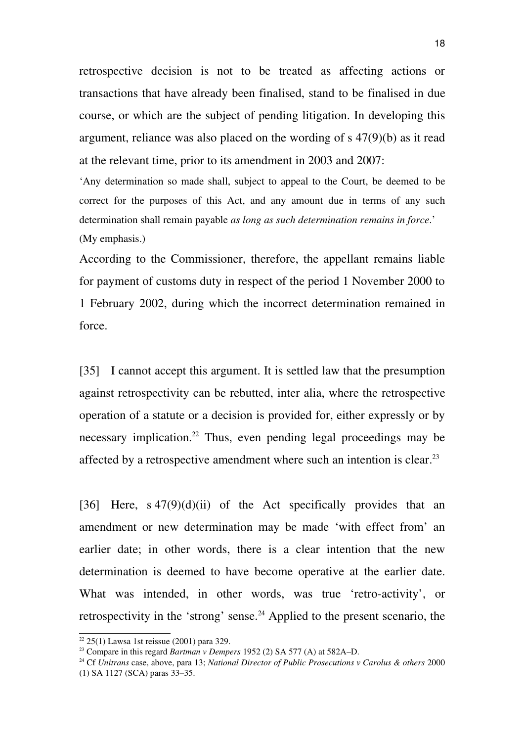retrospective decision is not to be treated as affecting actions or transactions that have already been finalised, stand to be finalised in due course, or which are the subject of pending litigation. In developing this argument, reliance was also placed on the wording of s 47(9)(b) as it read at the relevant time, prior to its amendment in 2003 and 2007:

'Any determination so made shall, subject to appeal to the Court, be deemed to be correct for the purposes of this Act, and any amount due in terms of any such determination shall remain payable *as long as such determination remains in force*.' (My emphasis.)

According to the Commissioner, therefore, the appellant remains liable for payment of customs duty in respect of the period 1 November 2000 to 1 February 2002, during which the incorrect determination remained in force.

[35] I cannot accept this argument. It is settled law that the presumption against retrospectivity can be rebutted, inter alia, where the retrospective operation of a statute or a decision is provided for, either expressly or by necessary implication.[22] Thus, even pending legal proceedings may be affected by a retrospective amendment where such an intention is clear.[23]

[36] Here, s 47(9)(d)(ii) of the Act specifically provides that an amendment or new determination may be made 'with effect from' an earlier date; in other words, there is a clear intention that the new determination is deemed to have become operative at the earlier date. What was intended, in other words, was true 'retro-activity', or retrospectivity in the 'strong' sense.[24] Applied to the present scenario, the

---

[22] 25(1) Lawsa 1st reissue (2001) para 329.

[23] Compare in this regard *Bartman v Dempers* 1952 (2) SA 577 (A) at 582A–D.

[24] Cf *Unitrans* case, above, para 13; *National Director of Public Prosecutions v Carolus & others* 2000 (1) SA 1127 (SCA) paras 33–35.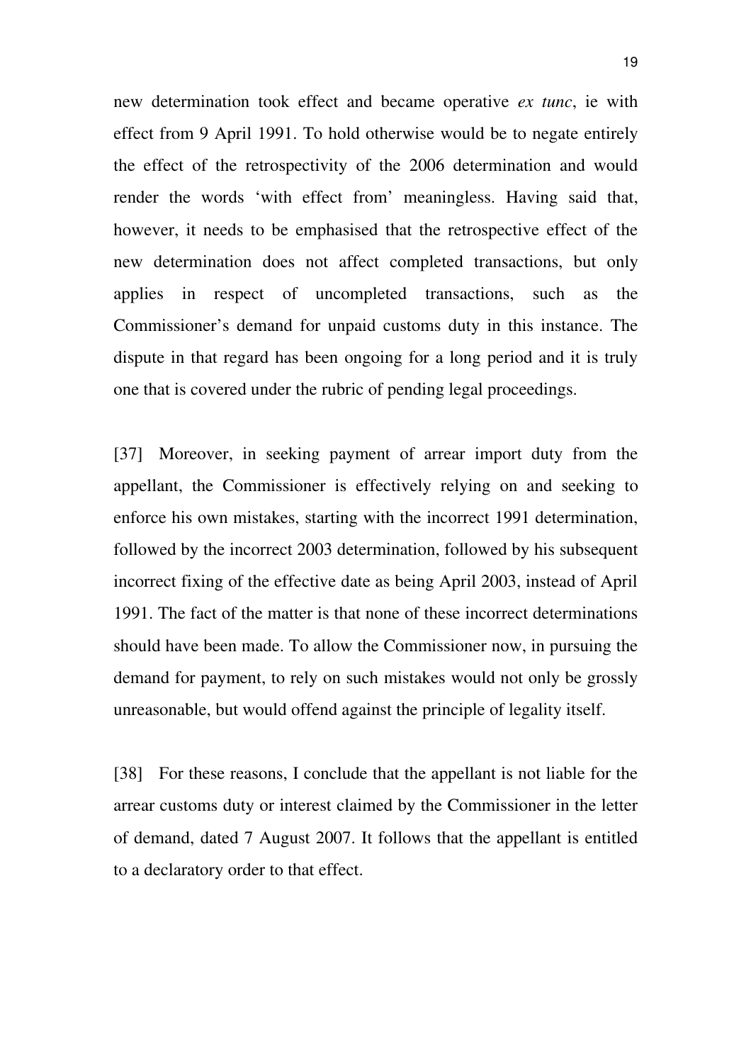new determination took effect and became operative *ex tunc*, ie with effect from 9 April 1991. To hold otherwise would be to negate entirely the effect of the retrospectivity of the 2006 determination and would render the words 'with effect from' meaningless. Having said that, however, it needs to be emphasised that the retrospective effect of the new determination does not affect completed transactions, but only applies in respect of uncompleted transactions, such as the Commissioner's demand for unpaid customs duty in this instance. The dispute in that regard has been ongoing for a long period and it is truly one that is covered under the rubric of pending legal proceedings.

[37] Moreover, in seeking payment of arrear import duty from the appellant, the Commissioner is effectively relying on and seeking to enforce his own mistakes, starting with the incorrect 1991 determination, followed by the incorrect 2003 determination, followed by his subsequent incorrect fixing of the effective date as being April 2003, instead of April 1991. The fact of the matter is that none of these incorrect determinations should have been made. To allow the Commissioner now, in pursuing the demand for payment, to rely on such mistakes would not only be grossly unreasonable, but would offend against the principle of legality itself.

[38] For these reasons, I conclude that the appellant is not liable for the arrear customs duty or interest claimed by the Commissioner in the letter of demand, dated 7 August 2007. It follows that the appellant is entitled to a declaratory order to that effect.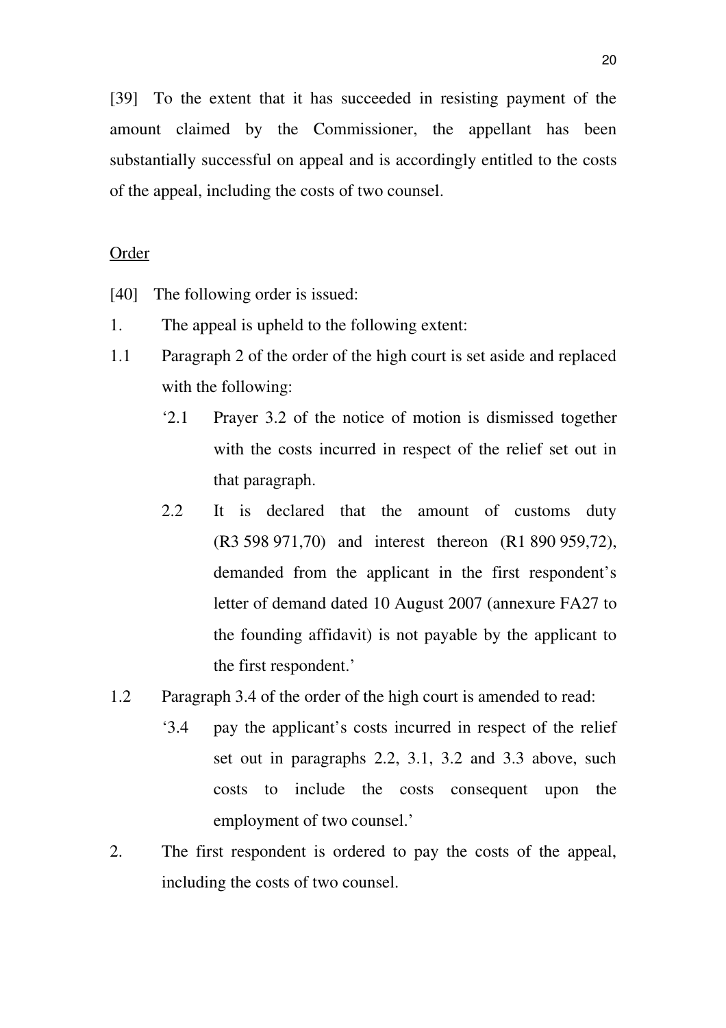[39] To the extent that it has succeeded in resisting payment of the amount claimed by the Commissioner, the appellant has been substantially successful on appeal and is accordingly entitled to the costs of the appeal, including the costs of two counsel.

<u>Order</u>

[40] The following order is issued:

1. The appeal is upheld to the following extent:

1.1 Paragraph 2 of the order of the high court is set aside and replaced with the following:

   '2.1 Prayer 3.2 of the notice of motion is dismissed together with the costs incurred in respect of the relief set out in that paragraph.

   2.2 It is declared that the amount of customs duty (R3 598 971,70) and interest thereon (R1 890 959,72), demanded from the applicant in the first respondent's letter of demand dated 10 August 2007 (annexure FA27 to the founding affidavit) is not payable by the applicant to the first respondent.'

1.2 Paragraph 3.4 of the order of the high court is amended to read:

   '3.4 pay the applicant's costs incurred in respect of the relief set out in paragraphs 2.2, 3.1, 3.2 and 3.3 above, such costs to include the costs consequent upon the employment of two counsel.'

2. The first respondent is ordered to pay the costs of the appeal, including the costs of two counsel.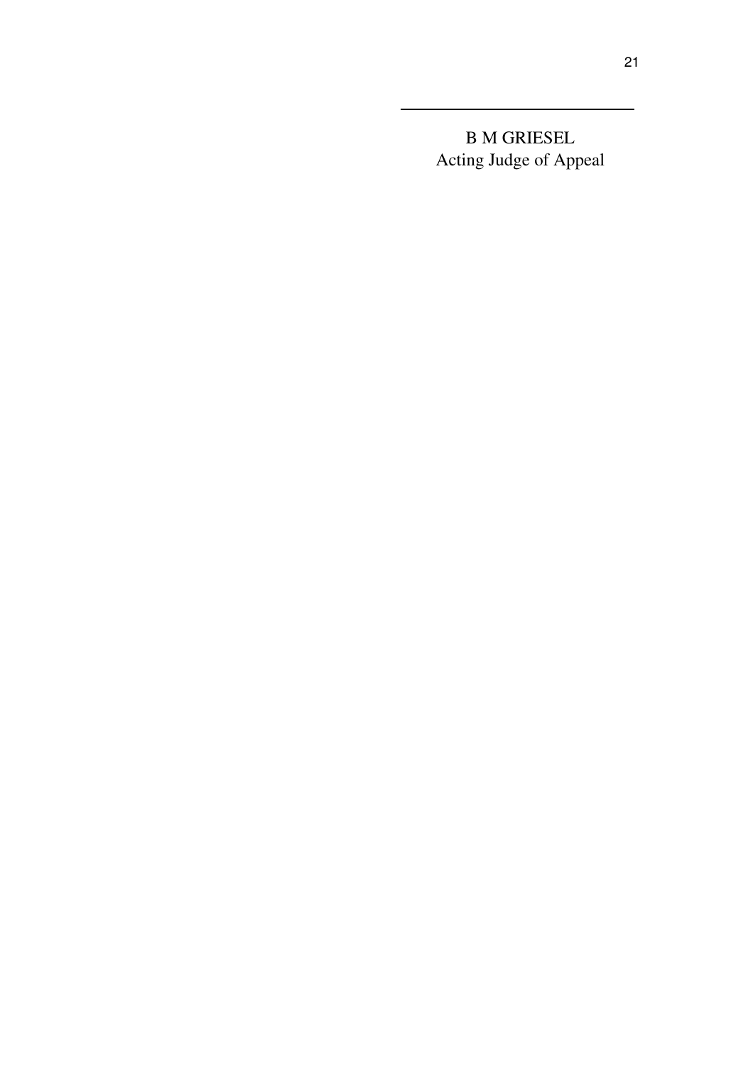B M GRIESEL
Acting Judge of Appeal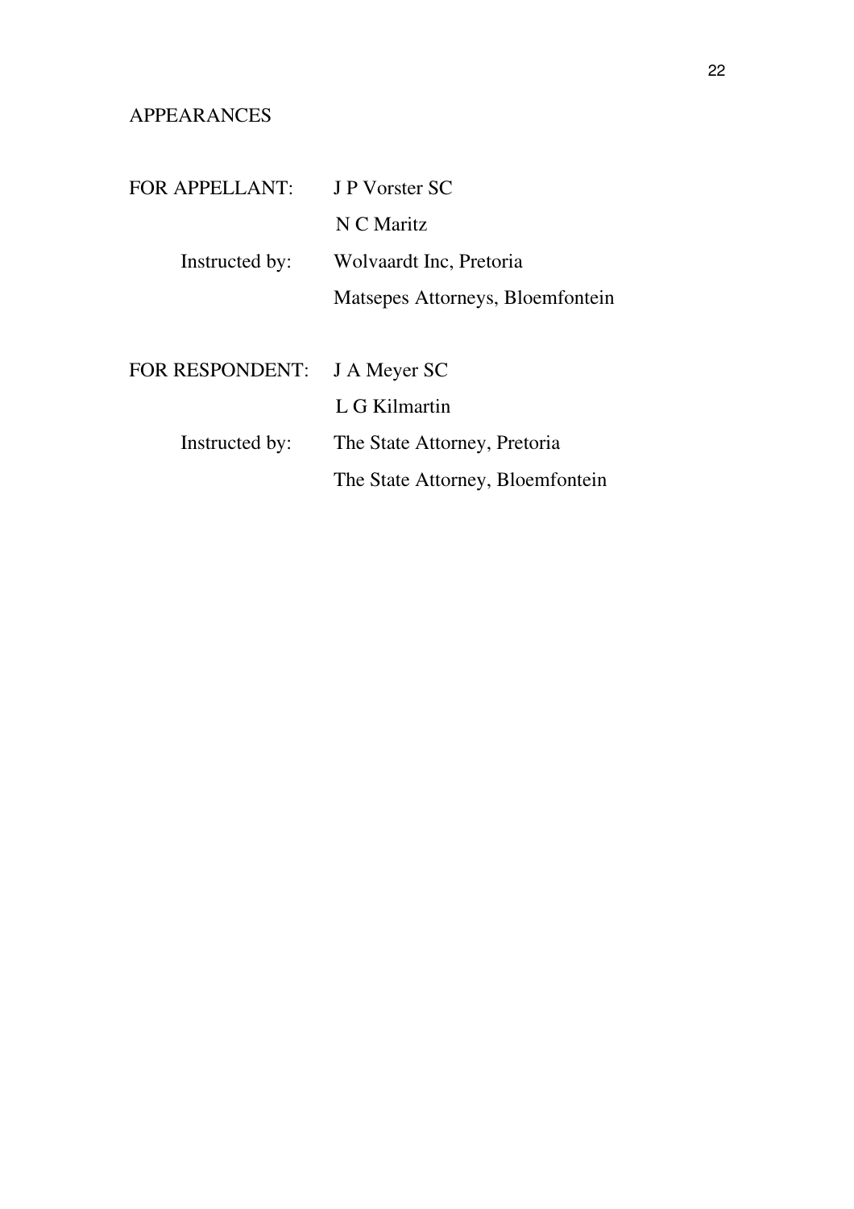APPEARANCES

| | |
|---|---|
| FOR APPELLANT: | J P Vorster SC |
| | N C Maritz |
| Instructed by: | Wolvaardt Inc, Pretoria |
| | Matsepes Attorneys, Bloemfontein |
| | |
| FOR RESPONDENT: | J A Meyer SC |
| | L G Kilmartin |
| Instructed by: | The State Attorney, Pretoria |
| | The State Attorney, Bloemfontein |